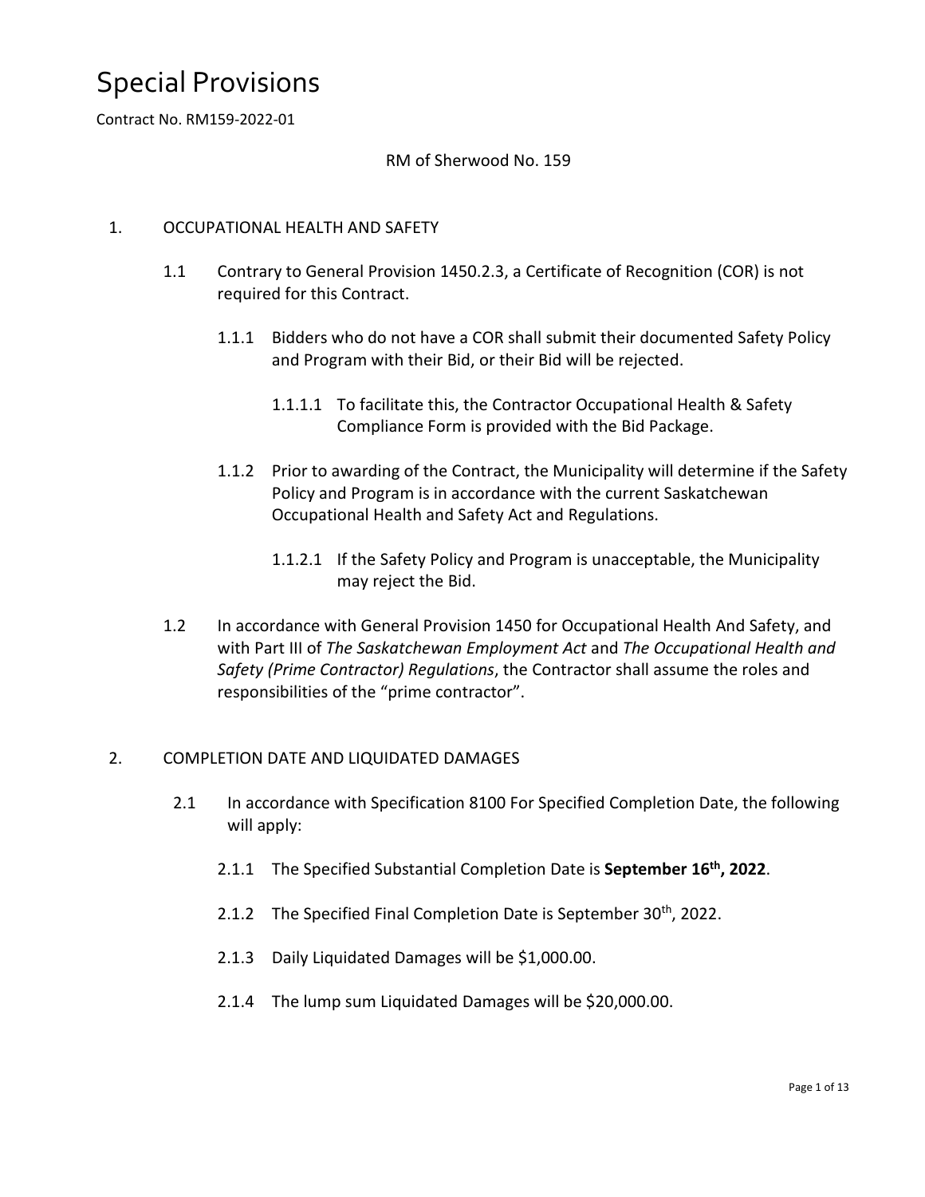# Special Provisions

Contract No. RM159-2022-01

RM of Sherwood No. 159

1. OCCUPATIONAL HEALTH AND SAFETY

   1.1 Contrary to General Provision 1450.2.3, a Certificate of Recognition (COR) is not required for this Contract.

      1.1.1 Bidders who do not have a COR shall submit their documented Safety Policy and Program with their Bid, or their Bid will be rejected.

         1.1.1.1 To facilitate this, the Contractor Occupational Health & Safety Compliance Form is provided with the Bid Package.

      1.1.2 Prior to awarding of the Contract, the Municipality will determine if the Safety Policy and Program is in accordance with the current Saskatchewan Occupational Health and Safety Act and Regulations.

         1.1.2.1 If the Safety Policy and Program is unacceptable, the Municipality may reject the Bid.

   1.2 In accordance with General Provision 1450 for Occupational Health And Safety, and with Part III of *The Saskatchewan Employment Act* and *The Occupational Health and Safety (Prime Contractor) Regulations*, the Contractor shall assume the roles and responsibilities of the "prime contractor".

2. COMPLETION DATE AND LIQUIDATED DAMAGES

   2.1 In accordance with Specification 8100 For Specified Completion Date, the following will apply:

      2.1.1 The Specified Substantial Completion Date is **September 16th, 2022**.

      2.1.2 The Specified Final Completion Date is September 30th, 2022.

      2.1.3 Daily Liquidated Damages will be $1,000.00.

      2.1.4 The lump sum Liquidated Damages will be $20,000.00.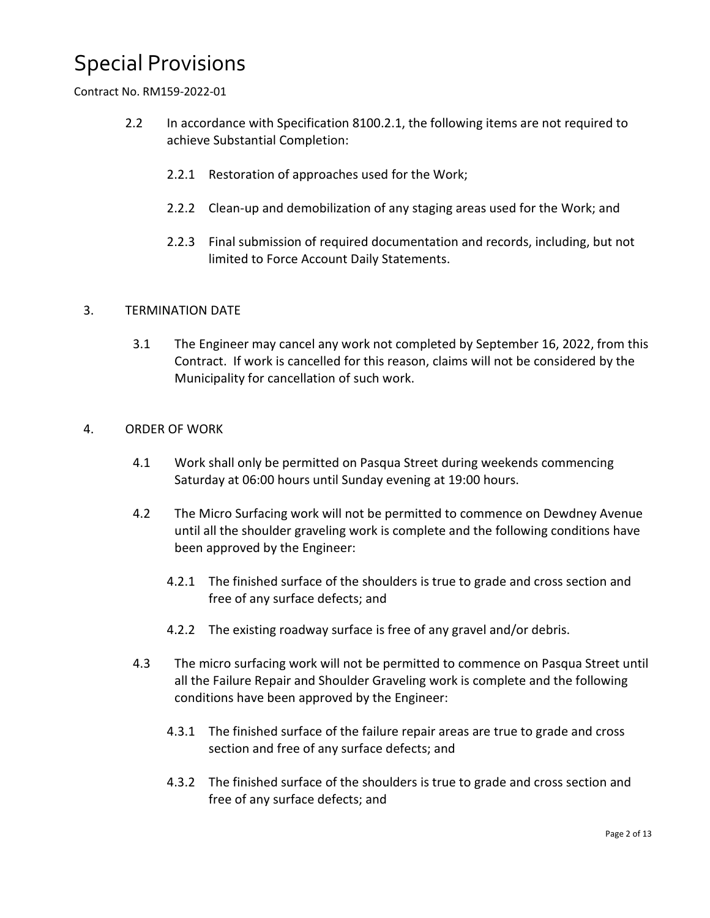2.2 In accordance with Specification 8100.2.1, the following items are not required to achieve Substantial Completion:

2.2.1 Restoration of approaches used for the Work;

2.2.2 Clean-up and demobilization of any staging areas used for the Work; and

2.2.3 Final submission of required documentation and records, including, but not limited to Force Account Daily Statements.

## 3. TERMINATION DATE

3.1 The Engineer may cancel any work not completed by September 16, 2022, from this Contract. If work is cancelled for this reason, claims will not be considered by the Municipality for cancellation of such work.

## 4. ORDER OF WORK

4.1 Work shall only be permitted on Pasqua Street during weekends commencing Saturday at 06:00 hours until Sunday evening at 19:00 hours.

4.2 The Micro Surfacing work will not be permitted to commence on Dewdney Avenue until all the shoulder graveling work is complete and the following conditions have been approved by the Engineer:

4.2.1 The finished surface of the shoulders is true to grade and cross section and free of any surface defects; and

4.2.2 The existing roadway surface is free of any gravel and/or debris.

4.3 The micro surfacing work will not be permitted to commence on Pasqua Street until all the Failure Repair and Shoulder Graveling work is complete and the following conditions have been approved by the Engineer:

4.3.1 The finished surface of the failure repair areas are true to grade and cross section and free of any surface defects; and

4.3.2 The finished surface of the shoulders is true to grade and cross section and free of any surface defects; and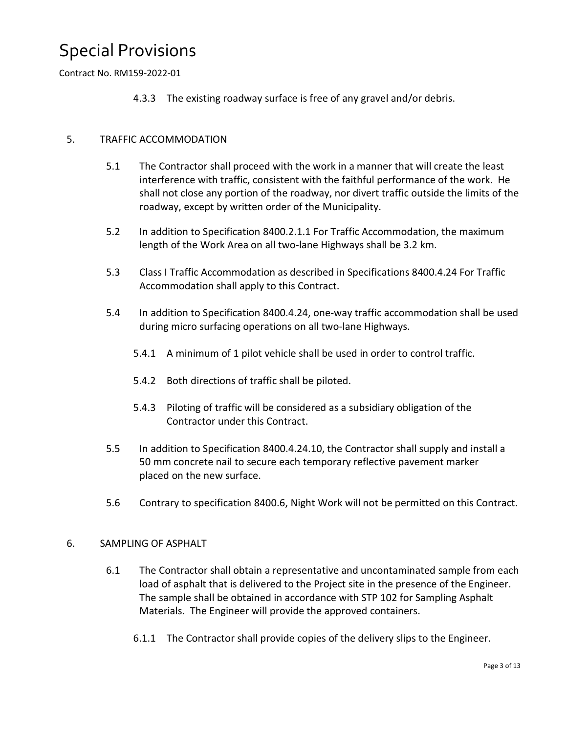4.3.3 The existing roadway surface is free of any gravel and/or debris.

## 5. TRAFFIC ACCOMMODATION

5.1 The Contractor shall proceed with the work in a manner that will create the least interference with traffic, consistent with the faithful performance of the work. He shall not close any portion of the roadway, nor divert traffic outside the limits of the roadway, except by written order of the Municipality.

5.2 In addition to Specification 8400.2.1.1 For Traffic Accommodation, the maximum length of the Work Area on all two-lane Highways shall be 3.2 km.

5.3 Class I Traffic Accommodation as described in Specifications 8400.4.24 For Traffic Accommodation shall apply to this Contract.

5.4 In addition to Specification 8400.4.24, one-way traffic accommodation shall be used during micro surfacing operations on all two-lane Highways.

5.4.1 A minimum of 1 pilot vehicle shall be used in order to control traffic.

5.4.2 Both directions of traffic shall be piloted.

5.4.3 Piloting of traffic will be considered as a subsidiary obligation of the Contractor under this Contract.

5.5 In addition to Specification 8400.4.24.10, the Contractor shall supply and install a 50 mm concrete nail to secure each temporary reflective pavement marker placed on the new surface.

5.6 Contrary to specification 8400.6, Night Work will not be permitted on this Contract.

## 6. SAMPLING OF ASPHALT

6.1 The Contractor shall obtain a representative and uncontaminated sample from each load of asphalt that is delivered to the Project site in the presence of the Engineer. The sample shall be obtained in accordance with STP 102 for Sampling Asphalt Materials. The Engineer will provide the approved containers.

6.1.1 The Contractor shall provide copies of the delivery slips to the Engineer.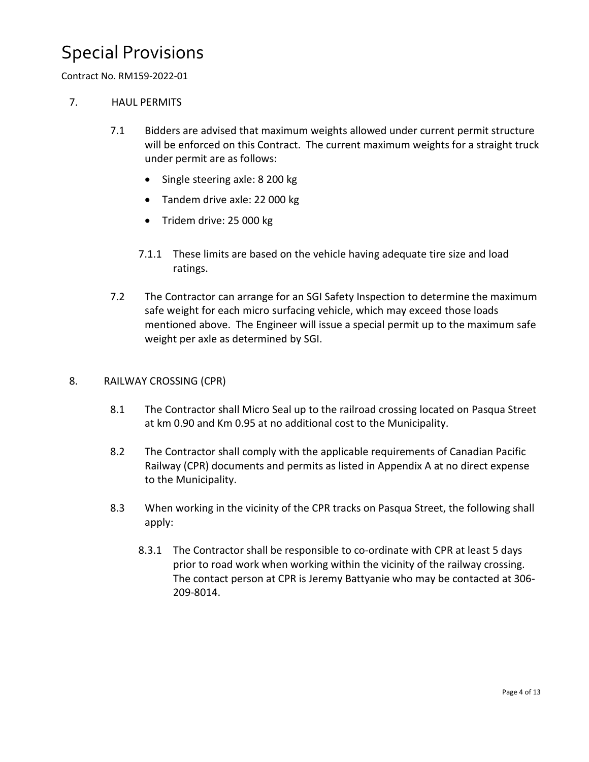# Special Provisions

Contract No. RM159-2022-01

7. HAUL PERMITS

7.1 Bidders are advised that maximum weights allowed under current permit structure will be enforced on this Contract. The current maximum weights for a straight truck under permit are as follows:

- Single steering axle: 8 200 kg
- Tandem drive axle: 22 000 kg
- Tridem drive: 25 000 kg

7.1.1 These limits are based on the vehicle having adequate tire size and load ratings.

7.2 The Contractor can arrange for an SGI Safety Inspection to determine the maximum safe weight for each micro surfacing vehicle, which may exceed those loads mentioned above. The Engineer will issue a special permit up to the maximum safe weight per axle as determined by SGI.

8. RAILWAY CROSSING (CPR)

8.1 The Contractor shall Micro Seal up to the railroad crossing located on Pasqua Street at km 0.90 and Km 0.95 at no additional cost to the Municipality.

8.2 The Contractor shall comply with the applicable requirements of Canadian Pacific Railway (CPR) documents and permits as listed in Appendix A at no direct expense to the Municipality.

8.3 When working in the vicinity of the CPR tracks on Pasqua Street, the following shall apply:

8.3.1 The Contractor shall be responsible to co-ordinate with CPR at least 5 days prior to road work when working within the vicinity of the railway crossing. The contact person at CPR is Jeremy Battyanie who may be contacted at 306-209-8014.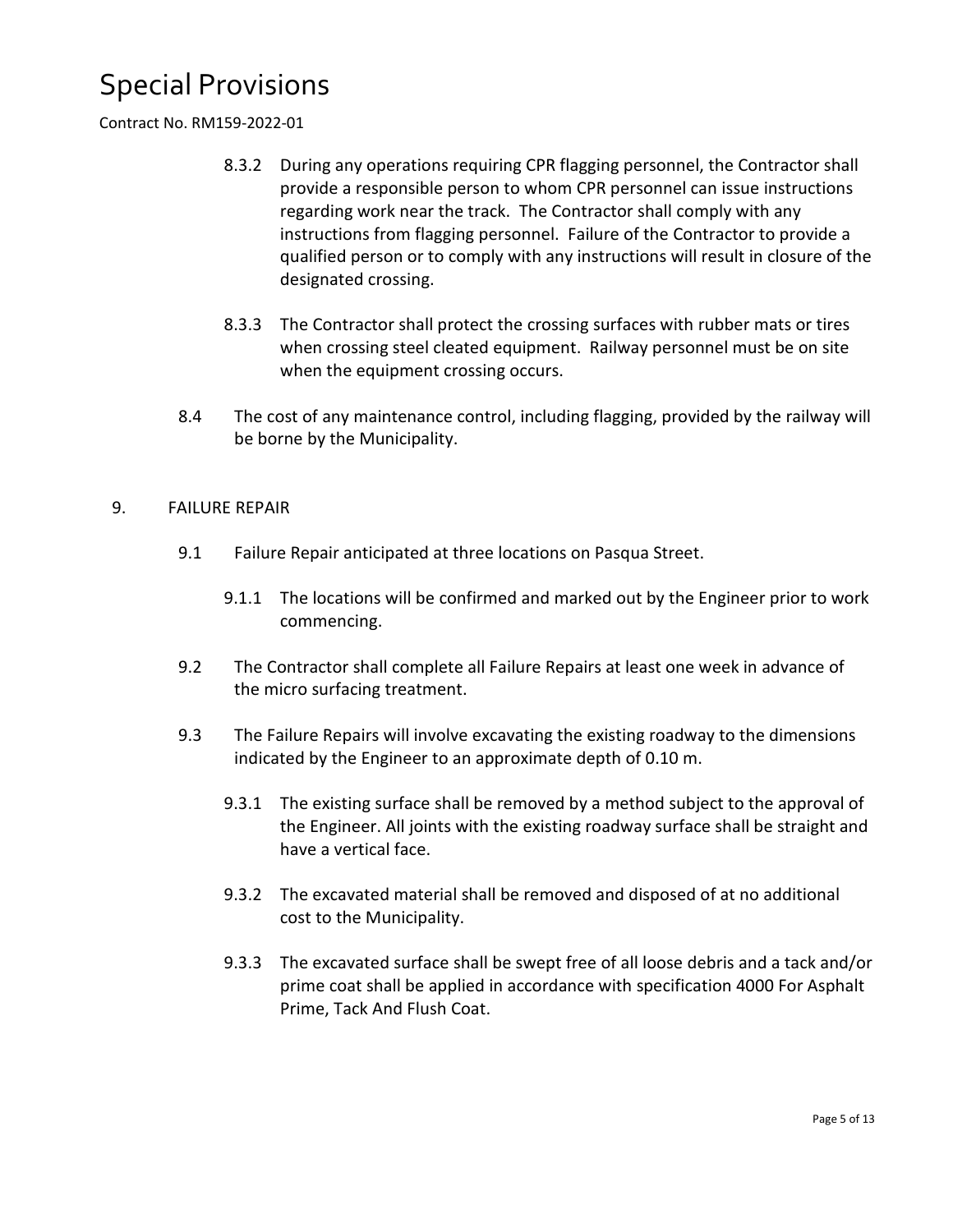8.3.2 During any operations requiring CPR flagging personnel, the Contractor shall provide a responsible person to whom CPR personnel can issue instructions regarding work near the track. The Contractor shall comply with any instructions from flagging personnel. Failure of the Contractor to provide a qualified person or to comply with any instructions will result in closure of the designated crossing.

8.3.3 The Contractor shall protect the crossing surfaces with rubber mats or tires when crossing steel cleated equipment. Railway personnel must be on site when the equipment crossing occurs.

8.4 The cost of any maintenance control, including flagging, provided by the railway will be borne by the Municipality.

## 9. FAILURE REPAIR

9.1 Failure Repair anticipated at three locations on Pasqua Street.

9.1.1 The locations will be confirmed and marked out by the Engineer prior to work commencing.

9.2 The Contractor shall complete all Failure Repairs at least one week in advance of the micro surfacing treatment.

9.3 The Failure Repairs will involve excavating the existing roadway to the dimensions indicated by the Engineer to an approximate depth of 0.10 m.

9.3.1 The existing surface shall be removed by a method subject to the approval of the Engineer. All joints with the existing roadway surface shall be straight and have a vertical face.

9.3.2 The excavated material shall be removed and disposed of at no additional cost to the Municipality.

9.3.3 The excavated surface shall be swept free of all loose debris and a tack and/or prime coat shall be applied in accordance with specification 4000 For Asphalt Prime, Tack And Flush Coat.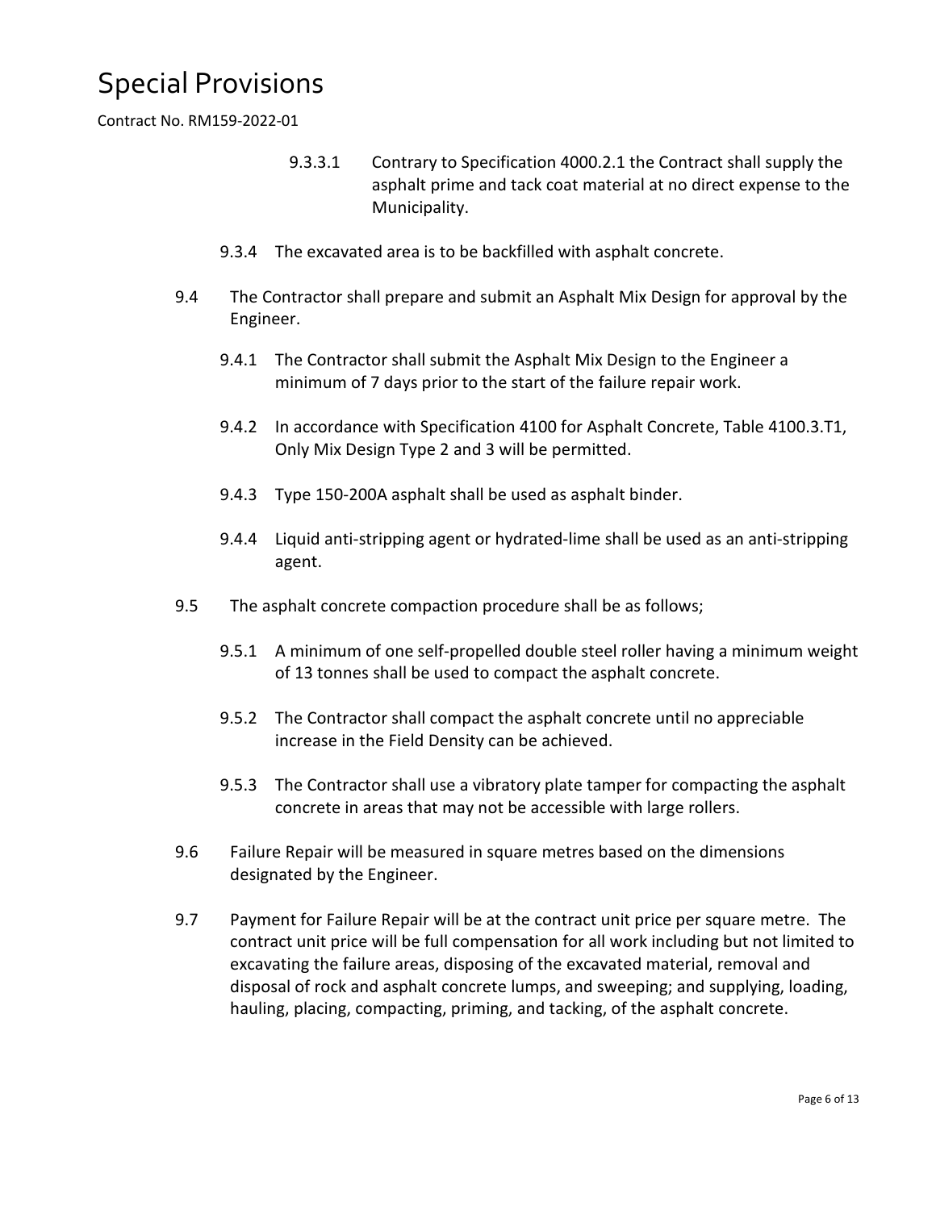9.3.3.1 Contrary to Specification 4000.2.1 the Contract shall supply the asphalt prime and tack coat material at no direct expense to the Municipality.

9.3.4 The excavated area is to be backfilled with asphalt concrete.

9.4 The Contractor shall prepare and submit an Asphalt Mix Design for approval by the Engineer.

9.4.1 The Contractor shall submit the Asphalt Mix Design to the Engineer a minimum of 7 days prior to the start of the failure repair work.

9.4.2 In accordance with Specification 4100 for Asphalt Concrete, Table 4100.3.T1, Only Mix Design Type 2 and 3 will be permitted.

9.4.3 Type 150-200A asphalt shall be used as asphalt binder.

9.4.4 Liquid anti-stripping agent or hydrated-lime shall be used as an anti-stripping agent.

9.5 The asphalt concrete compaction procedure shall be as follows;

9.5.1 A minimum of one self-propelled double steel roller having a minimum weight of 13 tonnes shall be used to compact the asphalt concrete.

9.5.2 The Contractor shall compact the asphalt concrete until no appreciable increase in the Field Density can be achieved.

9.5.3 The Contractor shall use a vibratory plate tamper for compacting the asphalt concrete in areas that may not be accessible with large rollers.

9.6 Failure Repair will be measured in square metres based on the dimensions designated by the Engineer.

9.7 Payment for Failure Repair will be at the contract unit price per square metre. The contract unit price will be full compensation for all work including but not limited to excavating the failure areas, disposing of the excavated material, removal and disposal of rock and asphalt concrete lumps, and sweeping; and supplying, loading, hauling, placing, compacting, priming, and tacking, of the asphalt concrete.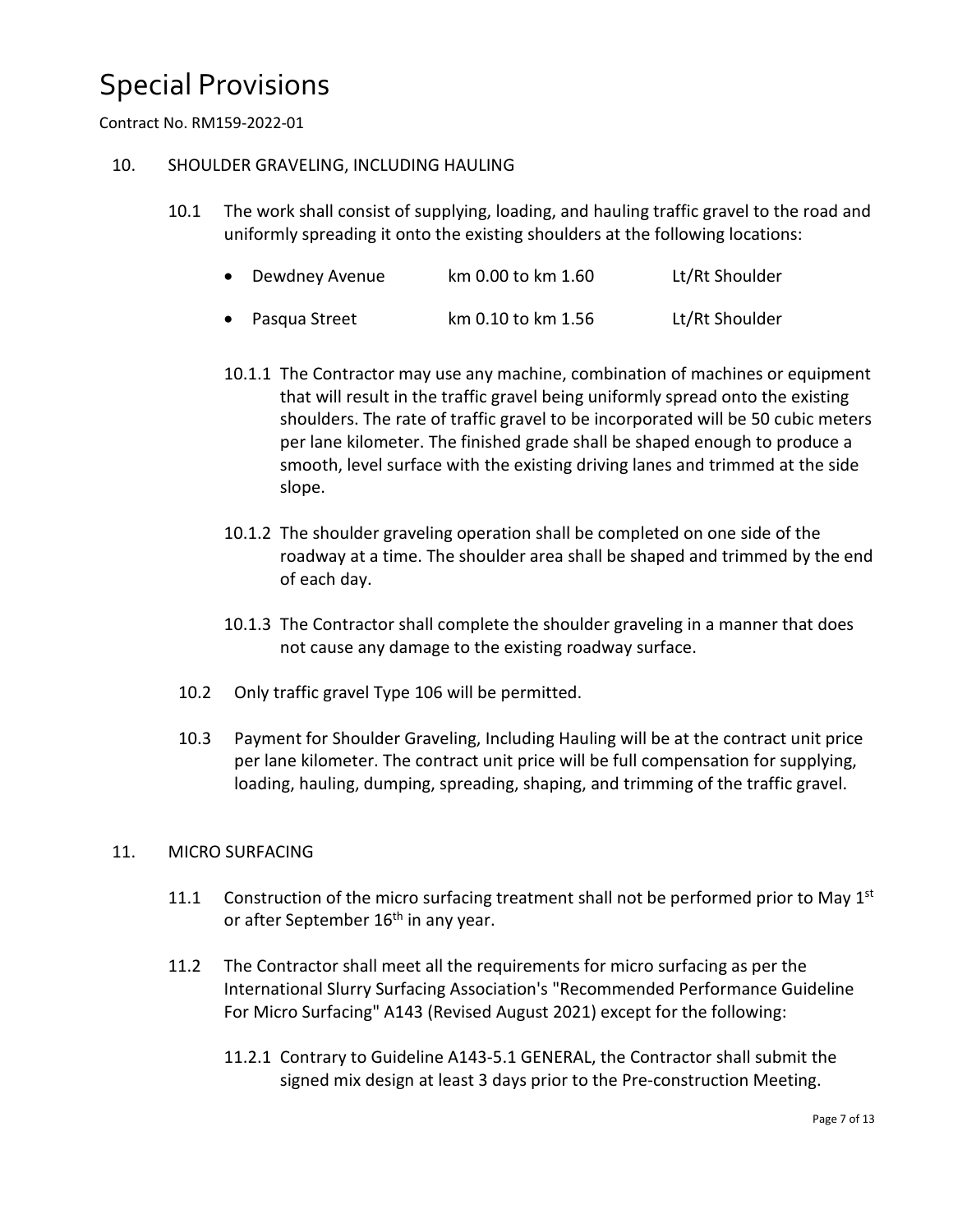# Special Provisions

Contract No. RM159-2022-01

10. SHOULDER GRAVELING, INCLUDING HAULING

10.1 The work shall consist of supplying, loading, and hauling traffic gravel to the road and uniformly spreading it onto the existing shoulders at the following locations:

| | | |
|---|---|---|
| • Dewdney Avenue | km 0.00 to km 1.60 | Lt/Rt Shoulder |
| • Pasqua Street | km 0.10 to km 1.56 | Lt/Rt Shoulder |

10.1.1 The Contractor may use any machine, combination of machines or equipment that will result in the traffic gravel being uniformly spread onto the existing shoulders. The rate of traffic gravel to be incorporated will be 50 cubic meters per lane kilometer. The finished grade shall be shaped enough to produce a smooth, level surface with the existing driving lanes and trimmed at the side slope.

10.1.2 The shoulder graveling operation shall be completed on one side of the roadway at a time. The shoulder area shall be shaped and trimmed by the end of each day.

10.1.3 The Contractor shall complete the shoulder graveling in a manner that does not cause any damage to the existing roadway surface.

10.2 Only traffic gravel Type 106 will be permitted.

10.3 Payment for Shoulder Graveling, Including Hauling will be at the contract unit price per lane kilometer. The contract unit price will be full compensation for supplying, loading, hauling, dumping, spreading, shaping, and trimming of the traffic gravel.

11. MICRO SURFACING

11.1 Construction of the micro surfacing treatment shall not be performed prior to May 1st or after September 16th in any year.

11.2 The Contractor shall meet all the requirements for micro surfacing as per the International Slurry Surfacing Association's "Recommended Performance Guideline For Micro Surfacing" A143 (Revised August 2021) except for the following:

11.2.1 Contrary to Guideline A143-5.1 GENERAL, the Contractor shall submit the signed mix design at least 3 days prior to the Pre-construction Meeting.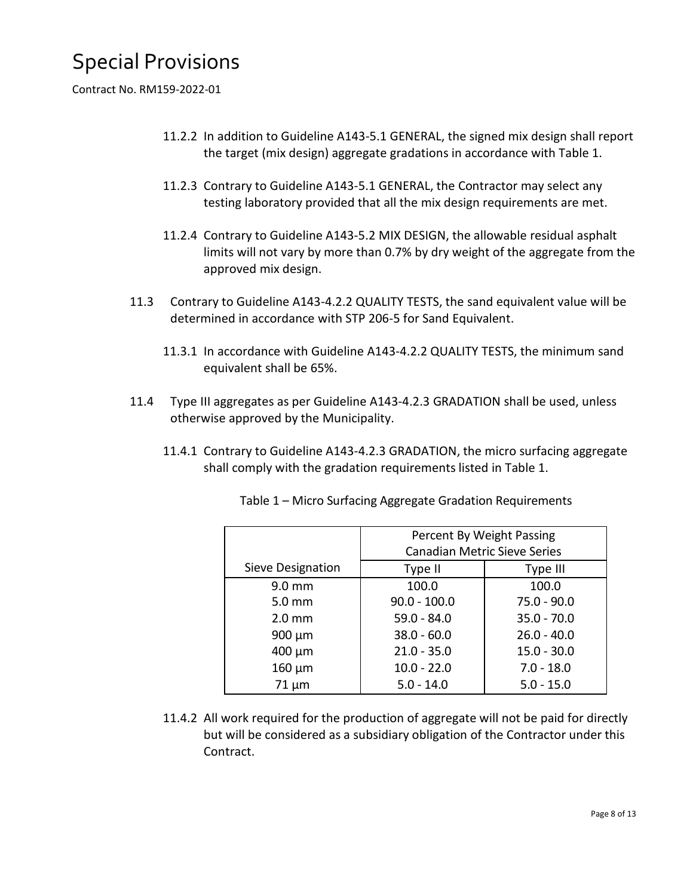11.2.2 In addition to Guideline A143-5.1 GENERAL, the signed mix design shall report the target (mix design) aggregate gradations in accordance with Table 1.

11.2.3 Contrary to Guideline A143-5.1 GENERAL, the Contractor may select any testing laboratory provided that all the mix design requirements are met.

11.2.4 Contrary to Guideline A143-5.2 MIX DESIGN, the allowable residual asphalt limits will not vary by more than 0.7% by dry weight of the aggregate from the approved mix design.

11.3 Contrary to Guideline A143-4.2.2 QUALITY TESTS, the sand equivalent value will be determined in accordance with STP 206-5 for Sand Equivalent.

11.3.1 In accordance with Guideline A143-4.2.2 QUALITY TESTS, the minimum sand equivalent shall be 65%.

11.4 Type III aggregates as per Guideline A143-4.2.3 GRADATION shall be used, unless otherwise approved by the Municipality.

11.4.1 Contrary to Guideline A143-4.2.3 GRADATION, the micro surfacing aggregate shall comply with the gradation requirements listed in Table 1.

Table 1 – Micro Surfacing Aggregate Gradation Requirements

| | Percent By Weight Passing Canadian Metric Sieve Series | |
|---|---|---|
| Sieve Designation | Type II | Type III |
| 9.0 mm | 100.0 | 100.0 |
| 5.0 mm | 90.0 - 100.0 | 75.0 - 90.0 |
| 2.0 mm | 59.0 - 84.0 | 35.0 - 70.0 |
| 900 µm | 38.0 - 60.0 | 26.0 - 40.0 |
| 400 µm | 21.0 - 35.0 | 15.0 - 30.0 |
| 160 µm | 10.0 - 22.0 | 7.0 - 18.0 |
| 71 µm | 5.0 - 14.0 | 5.0 - 15.0 |

11.4.2 All work required for the production of aggregate will not be paid for directly but will be considered as a subsidiary obligation of the Contractor under this Contract.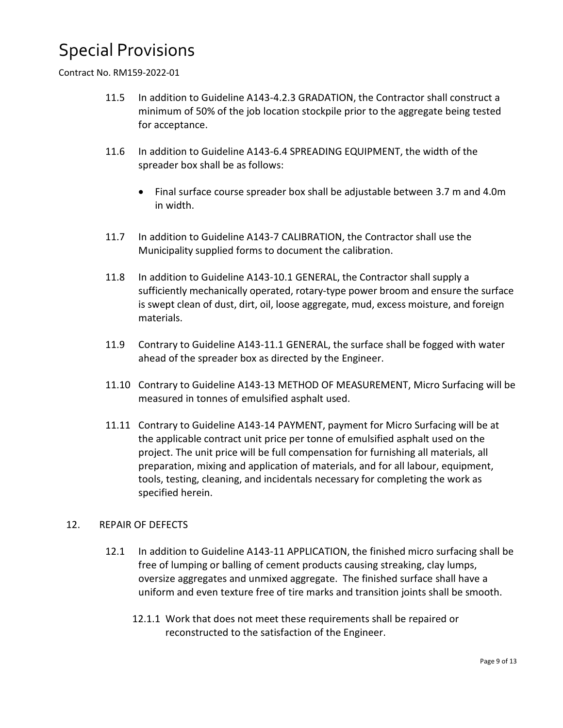11.5 In addition to Guideline A143-4.2.3 GRADATION, the Contractor shall construct a minimum of 50% of the job location stockpile prior to the aggregate being tested for acceptance.

11.6 In addition to Guideline A143-6.4 SPREADING EQUIPMENT, the width of the spreader box shall be as follows:

- Final surface course spreader box shall be adjustable between 3.7 m and 4.0m in width.

11.7 In addition to Guideline A143-7 CALIBRATION, the Contractor shall use the Municipality supplied forms to document the calibration.

11.8 In addition to Guideline A143-10.1 GENERAL, the Contractor shall supply a sufficiently mechanically operated, rotary-type power broom and ensure the surface is swept clean of dust, dirt, oil, loose aggregate, mud, excess moisture, and foreign materials.

11.9 Contrary to Guideline A143-11.1 GENERAL, the surface shall be fogged with water ahead of the spreader box as directed by the Engineer.

11.10 Contrary to Guideline A143-13 METHOD OF MEASUREMENT, Micro Surfacing will be measured in tonnes of emulsified asphalt used.

11.11 Contrary to Guideline A143-14 PAYMENT, payment for Micro Surfacing will be at the applicable contract unit price per tonne of emulsified asphalt used on the project. The unit price will be full compensation for furnishing all materials, all preparation, mixing and application of materials, and for all labour, equipment, tools, testing, cleaning, and incidentals necessary for completing the work as specified herein.

## 12. REPAIR OF DEFECTS

12.1 In addition to Guideline A143-11 APPLICATION, the finished micro surfacing shall be free of lumping or balling of cement products causing streaking, clay lumps, oversize aggregates and unmixed aggregate. The finished surface shall have a uniform and even texture free of tire marks and transition joints shall be smooth.

12.1.1 Work that does not meet these requirements shall be repaired or reconstructed to the satisfaction of the Engineer.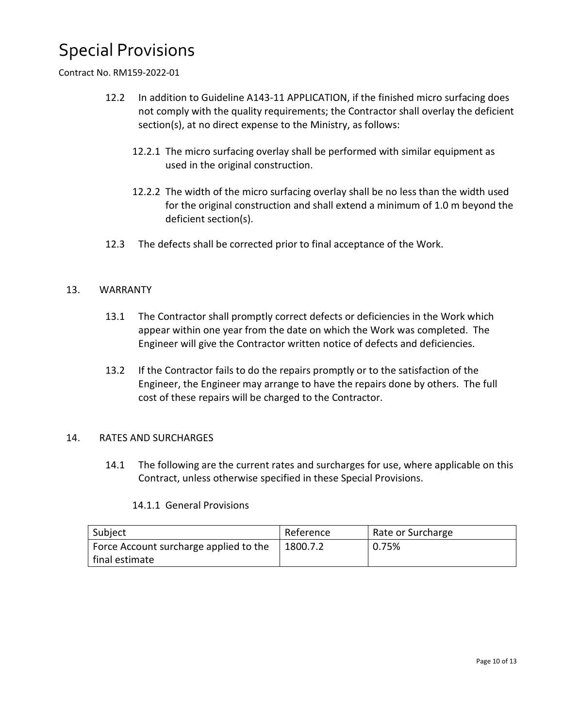12.2 In addition to Guideline A143-11 APPLICATION, if the finished micro surfacing does not comply with the quality requirements; the Contractor shall overlay the deficient section(s), at no direct expense to the Ministry, as follows:

12.2.1 The micro surfacing overlay shall be performed with similar equipment as used in the original construction.

12.2.2 The width of the micro surfacing overlay shall be no less than the width used for the original construction and shall extend a minimum of 1.0 m beyond the deficient section(s).

12.3 The defects shall be corrected prior to final acceptance of the Work.

## 13. WARRANTY

13.1 The Contractor shall promptly correct defects or deficiencies in the Work which appear within one year from the date on which the Work was completed. The Engineer will give the Contractor written notice of defects and deficiencies.

13.2 If the Contractor fails to do the repairs promptly or to the satisfaction of the Engineer, the Engineer may arrange to have the repairs done by others. The full cost of these repairs will be charged to the Contractor.

## 14. RATES AND SURCHARGES

14.1 The following are the current rates and surcharges for use, where applicable on this Contract, unless otherwise specified in these Special Provisions.

14.1.1 General Provisions

| Subject | Reference | Rate or Surcharge |
| --- | --- | --- |
| Force Account surcharge applied to the final estimate | 1800.7.2 | 0.75% |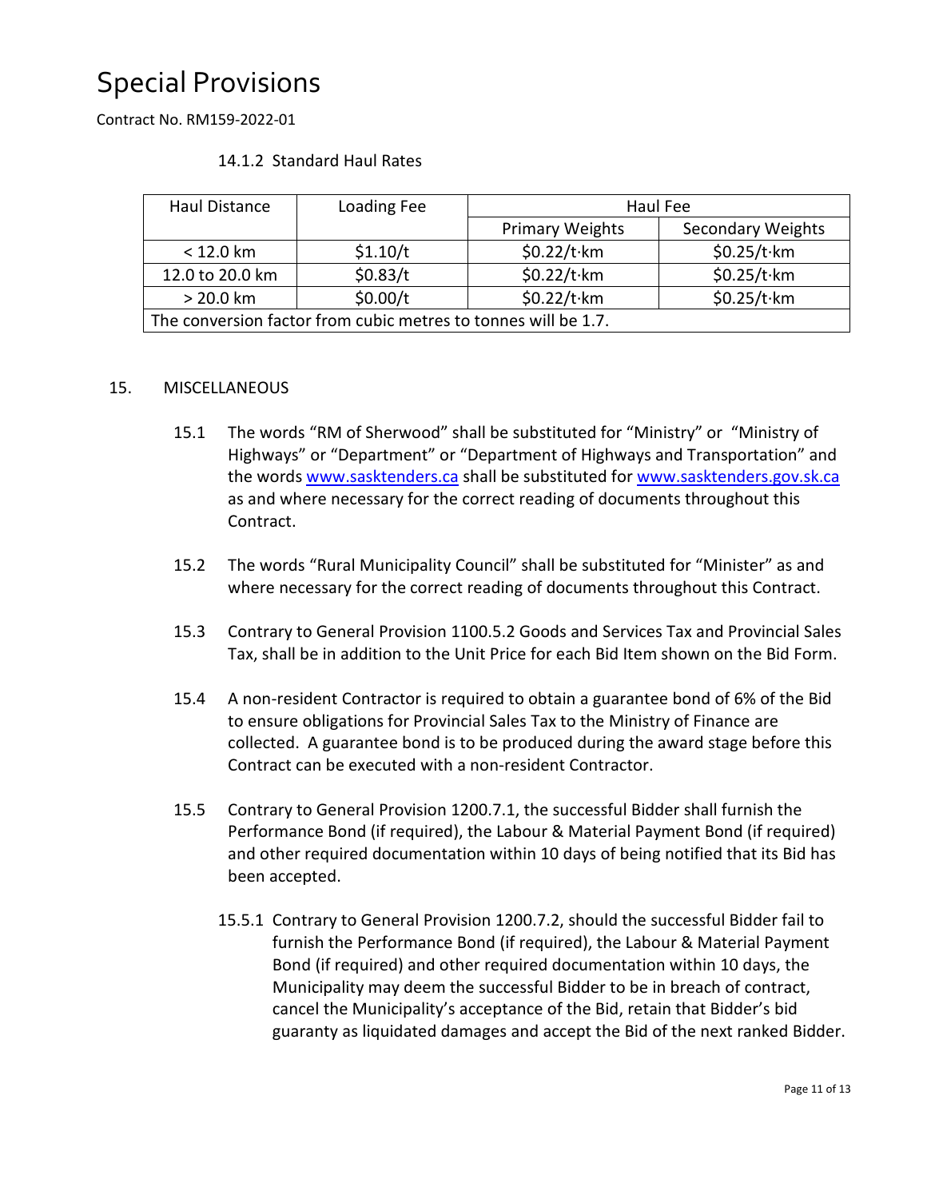# Special Provisions

Contract No. RM159-2022-01

14.1.2 Standard Haul Rates

| Haul Distance | Loading Fee | Haul Fee | |
|---|---|---|---|
| | | Primary Weights | Secondary Weights |
| < 12.0 km | $1.10/t | $0.22/t·km | $0.25/t·km |
| 12.0 to 20.0 km | $0.83/t | $0.22/t·km | $0.25/t·km |
| > 20.0 km | $0.00/t | $0.22/t·km | $0.25/t·km |
| The conversion factor from cubic metres to tonnes will be 1.7. | | | |

15. MISCELLANEOUS

15.1 The words "RM of Sherwood" shall be substituted for "Ministry" or "Ministry of Highways" or "Department" or "Department of Highways and Transportation" and the words www.sasktenders.ca shall be substituted for www.sasktenders.gov.sk.ca as and where necessary for the correct reading of documents throughout this Contract.

15.2 The words "Rural Municipality Council" shall be substituted for "Minister" as and where necessary for the correct reading of documents throughout this Contract.

15.3 Contrary to General Provision 1100.5.2 Goods and Services Tax and Provincial Sales Tax, shall be in addition to the Unit Price for each Bid Item shown on the Bid Form.

15.4 A non-resident Contractor is required to obtain a guarantee bond of 6% of the Bid to ensure obligations for Provincial Sales Tax to the Ministry of Finance are collected. A guarantee bond is to be produced during the award stage before this Contract can be executed with a non-resident Contractor.

15.5 Contrary to General Provision 1200.7.1, the successful Bidder shall furnish the Performance Bond (if required), the Labour & Material Payment Bond (if required) and other required documentation within 10 days of being notified that its Bid has been accepted.

15.5.1 Contrary to General Provision 1200.7.2, should the successful Bidder fail to furnish the Performance Bond (if required), the Labour & Material Payment Bond (if required) and other required documentation within 10 days, the Municipality may deem the successful Bidder to be in breach of contract, cancel the Municipality's acceptance of the Bid, retain that Bidder's bid guaranty as liquidated damages and accept the Bid of the next ranked Bidder.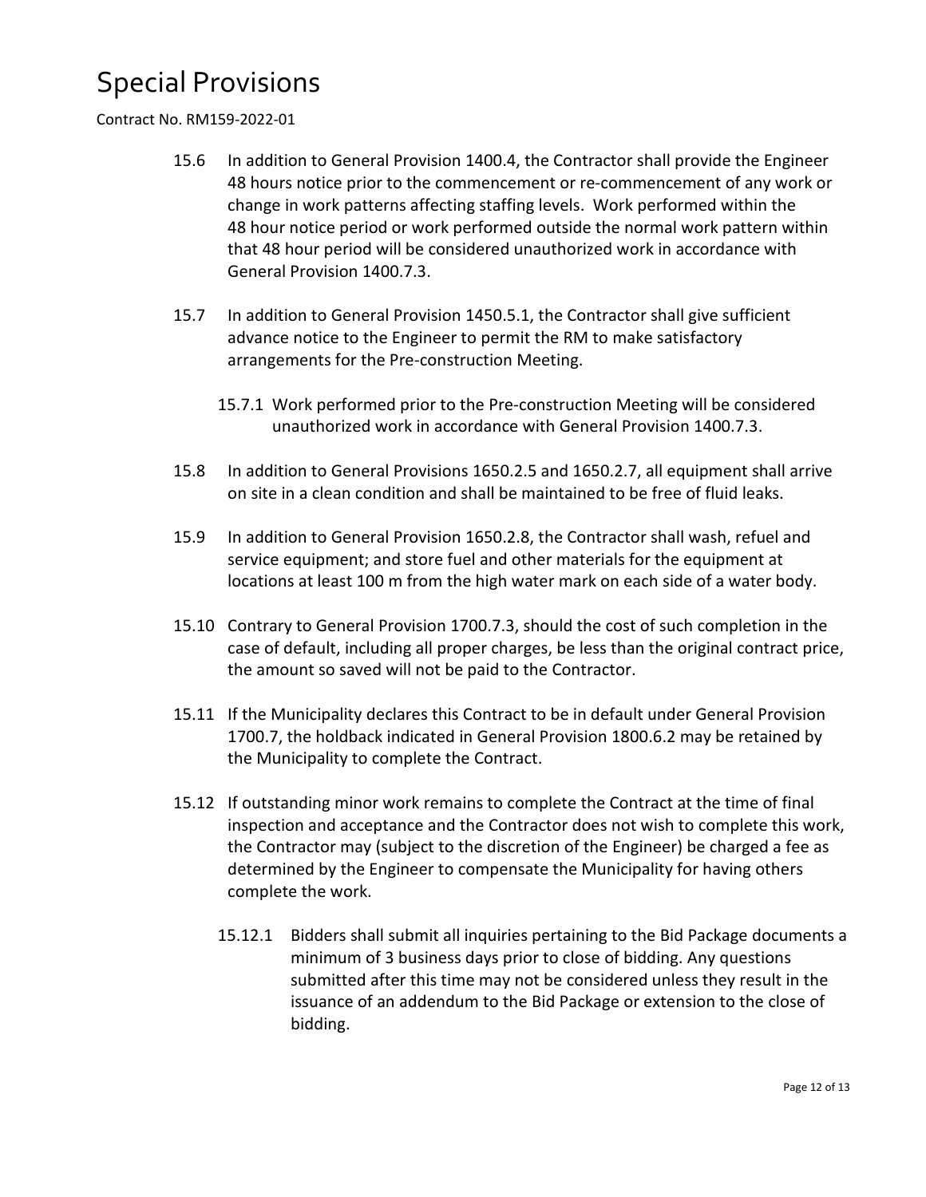# Special Provisions

Contract No. RM159-2022-01

15.6 In addition to General Provision 1400.4, the Contractor shall provide the Engineer 48 hours notice prior to the commencement or re-commencement of any work or change in work patterns affecting staffing levels. Work performed within the 48 hour notice period or work performed outside the normal work pattern within that 48 hour period will be considered unauthorized work in accordance with General Provision 1400.7.3.

15.7 In addition to General Provision 1450.5.1, the Contractor shall give sufficient advance notice to the Engineer to permit the RM to make satisfactory arrangements for the Pre-construction Meeting.

15.7.1 Work performed prior to the Pre-construction Meeting will be considered unauthorized work in accordance with General Provision 1400.7.3.

15.8 In addition to General Provisions 1650.2.5 and 1650.2.7, all equipment shall arrive on site in a clean condition and shall be maintained to be free of fluid leaks.

15.9 In addition to General Provision 1650.2.8, the Contractor shall wash, refuel and service equipment; and store fuel and other materials for the equipment at locations at least 100 m from the high water mark on each side of a water body.

15.10 Contrary to General Provision 1700.7.3, should the cost of such completion in the case of default, including all proper charges, be less than the original contract price, the amount so saved will not be paid to the Contractor.

15.11 If the Municipality declares this Contract to be in default under General Provision 1700.7, the holdback indicated in General Provision 1800.6.2 may be retained by the Municipality to complete the Contract.

15.12 If outstanding minor work remains to complete the Contract at the time of final inspection and acceptance and the Contractor does not wish to complete this work, the Contractor may (subject to the discretion of the Engineer) be charged a fee as determined by the Engineer to compensate the Municipality for having others complete the work.

15.12.1 Bidders shall submit all inquiries pertaining to the Bid Package documents a minimum of 3 business days prior to close of bidding. Any questions submitted after this time may not be considered unless they result in the issuance of an addendum to the Bid Package or extension to the close of bidding.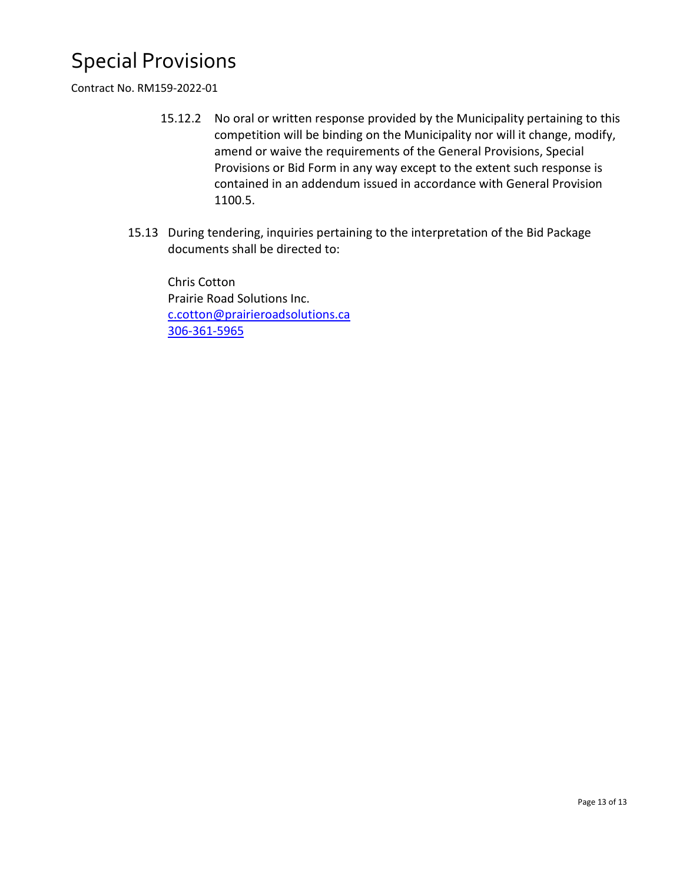# Special Provisions

Contract No. RM159-2022-01

15.12.2 No oral or written response provided by the Municipality pertaining to this competition will be binding on the Municipality nor will it change, modify, amend or waive the requirements of the General Provisions, Special Provisions or Bid Form in any way except to the extent such response is contained in an addendum issued in accordance with General Provision 1100.5.

15.13 During tendering, inquiries pertaining to the interpretation of the Bid Package documents shall be directed to:

Chris Cotton
Prairie Road Solutions Inc.
c.cotton@prairieroadsolutions.ca
306-361-5965